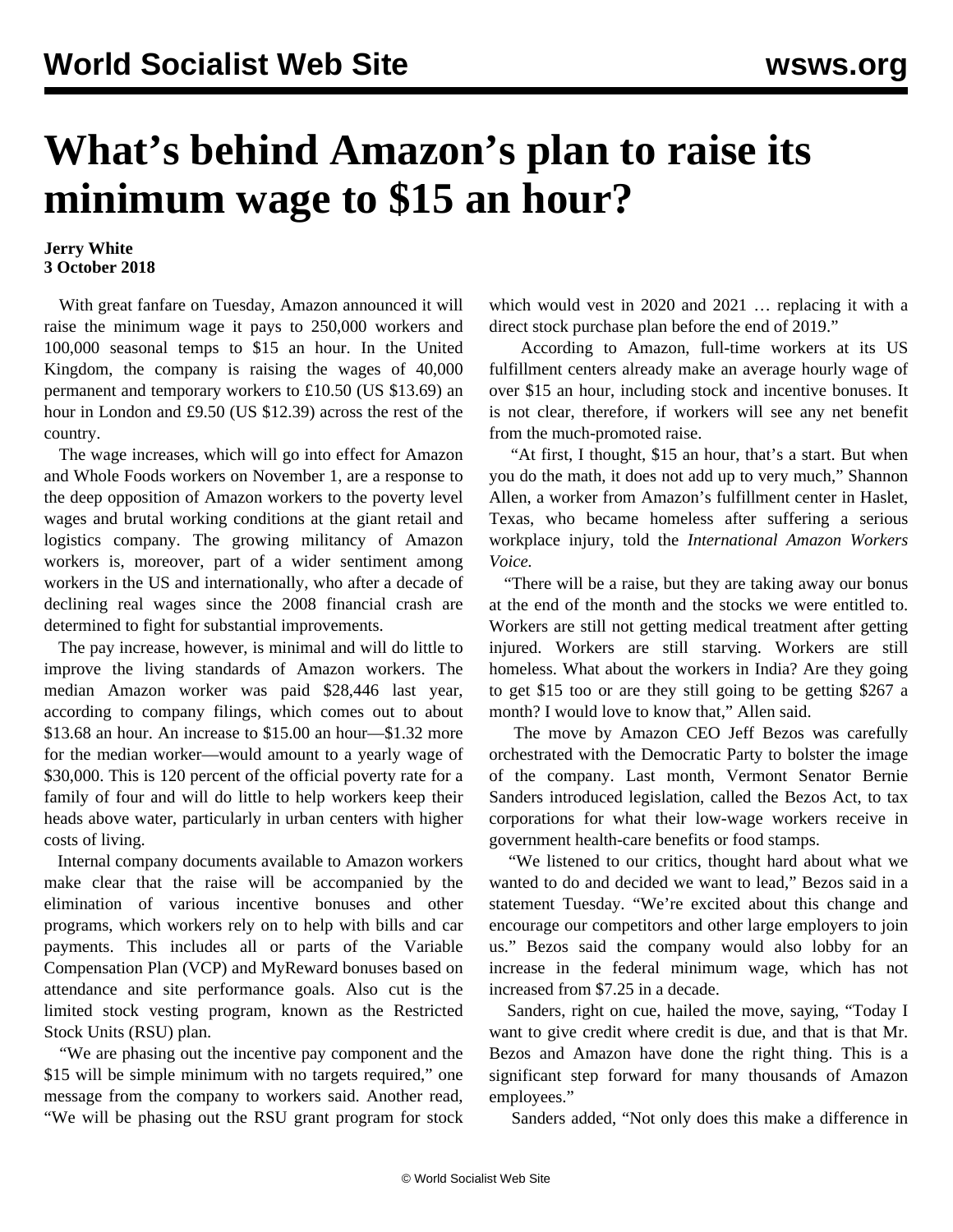# What's behind Amazon's plan to raise its minimum wage to $15 an hour?

**Jerry White**
**3 October 2018**

With great fanfare on Tuesday, Amazon announced it will raise the minimum wage it pays to 250,000 workers and 100,000 seasonal temps to $15 an hour. In the United Kingdom, the company is raising the wages of 40,000 permanent and temporary workers to £10.50 (US $13.69) an hour in London and £9.50 (US $12.39) across the rest of the country.

The wage increases, which will go into effect for Amazon and Whole Foods workers on November 1, are a response to the deep opposition of Amazon workers to the poverty level wages and brutal working conditions at the giant retail and logistics company. The growing militancy of Amazon workers is, moreover, part of a wider sentiment among workers in the US and internationally, who after a decade of declining real wages since the 2008 financial crash are determined to fight for substantial improvements.

The pay increase, however, is minimal and will do little to improve the living standards of Amazon workers. The median Amazon worker was paid $28,446 last year, according to company filings, which comes out to about $13.68 an hour. An increase to $15.00 an hour—$1.32 more for the median worker—would amount to a yearly wage of $30,000. This is 120 percent of the official poverty rate for a family of four and will do little to help workers keep their heads above water, particularly in urban centers with higher costs of living.

Internal company documents available to Amazon workers make clear that the raise will be accompanied by the elimination of various incentive bonuses and other programs, which workers rely on to help with bills and car payments. This includes all or parts of the Variable Compensation Plan (VCP) and MyReward bonuses based on attendance and site performance goals. Also cut is the limited stock vesting program, known as the Restricted Stock Units (RSU) plan.

"We are phasing out the incentive pay component and the $15 will be simple minimum with no targets required," one message from the company to workers said. Another read, "We will be phasing out the RSU grant program for stock which would vest in 2020 and 2021 … replacing it with a direct stock purchase plan before the end of 2019."

According to Amazon, full-time workers at its US fulfillment centers already make an average hourly wage of over $15 an hour, including stock and incentive bonuses. It is not clear, therefore, if workers will see any net benefit from the much-promoted raise.

"At first, I thought, $15 an hour, that's a start. But when you do the math, it does not add up to very much," Shannon Allen, a worker from Amazon's fulfillment center in Haslet, Texas, who became homeless after suffering a serious workplace injury, told the *International Amazon Workers Voice.*

"There will be a raise, but they are taking away our bonus at the end of the month and the stocks we were entitled to. Workers are still not getting medical treatment after getting injured. Workers are still starving. Workers are still homeless. What about the workers in India? Are they going to get $15 too or are they still going to be getting $267 a month? I would love to know that," Allen said.

The move by Amazon CEO Jeff Bezos was carefully orchestrated with the Democratic Party to bolster the image of the company. Last month, Vermont Senator Bernie Sanders introduced legislation, called the Bezos Act, to tax corporations for what their low-wage workers receive in government health-care benefits or food stamps.

"We listened to our critics, thought hard about what we wanted to do and decided we want to lead," Bezos said in a statement Tuesday. "We're excited about this change and encourage our competitors and other large employers to join us." Bezos said the company would also lobby for an increase in the federal minimum wage, which has not increased from $7.25 in a decade.

Sanders, right on cue, hailed the move, saying, "Today I want to give credit where credit is due, and that is that Mr. Bezos and Amazon have done the right thing. This is a significant step forward for many thousands of Amazon employees."

Sanders added, "Not only does this make a difference in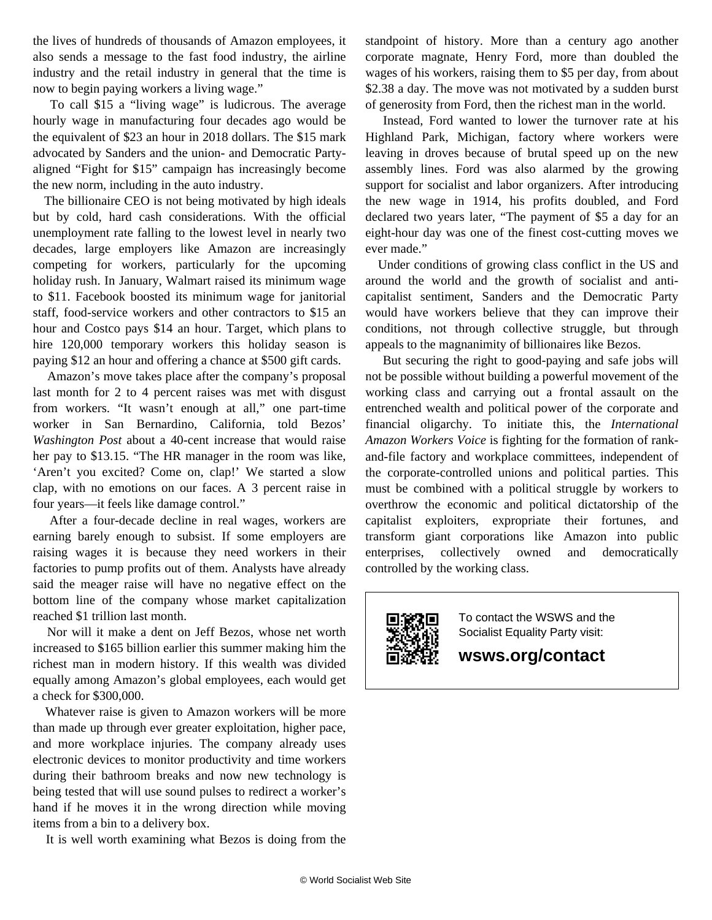the lives of hundreds of thousands of Amazon employees, it also sends a message to the fast food industry, the airline industry and the retail industry in general that the time is now to begin paying workers a living wage."

To call $15 a "living wage" is ludicrous. The average hourly wage in manufacturing four decades ago would be the equivalent of $23 an hour in 2018 dollars. The $15 mark advocated by Sanders and the union- and Democratic Party-aligned "Fight for $15" campaign has increasingly become the new norm, including in the auto industry.

The billionaire CEO is not being motivated by high ideals but by cold, hard cash considerations. With the official unemployment rate falling to the lowest level in nearly two decades, large employers like Amazon are increasingly competing for workers, particularly for the upcoming holiday rush. In January, Walmart raised its minimum wage to $11. Facebook boosted its minimum wage for janitorial staff, food-service workers and other contractors to $15 an hour and Costco pays $14 an hour. Target, which plans to hire 120,000 temporary workers this holiday season is paying $12 an hour and offering a chance at $500 gift cards.

Amazon's move takes place after the company's proposal last month for 2 to 4 percent raises was met with disgust from workers. "It wasn't enough at all," one part-time worker in San Bernardino, California, told Bezos' *Washington Post* about a 40-cent increase that would raise her pay to $13.15. "The HR manager in the room was like, 'Aren't you excited? Come on, clap!' We started a slow clap, with no emotions on our faces. A 3 percent raise in four years—it feels like damage control."

After a four-decade decline in real wages, workers are earning barely enough to subsist. If some employers are raising wages it is because they need workers in their factories to pump profits out of them. Analysts have already said the meager raise will have no negative effect on the bottom line of the company whose market capitalization reached $1 trillion last month.

Nor will it make a dent on Jeff Bezos, whose net worth increased to $165 billion earlier this summer making him the richest man in modern history. If this wealth was divided equally among Amazon's global employees, each would get a check for $300,000.

Whatever raise is given to Amazon workers will be more than made up through ever greater exploitation, higher pace, and more workplace injuries. The company already uses electronic devices to monitor productivity and time workers during their bathroom breaks and now new technology is being tested that will use sound pulses to redirect a worker's hand if he moves it in the wrong direction while moving items from a bin to a delivery box.

It is well worth examining what Bezos is doing from the standpoint of history. More than a century ago another corporate magnate, Henry Ford, more than doubled the wages of his workers, raising them to $5 per day, from about $2.38 a day. The move was not motivated by a sudden burst of generosity from Ford, then the richest man in the world.

Instead, Ford wanted to lower the turnover rate at his Highland Park, Michigan, factory where workers were leaving in droves because of brutal speed up on the new assembly lines. Ford was also alarmed by the growing support for socialist and labor organizers. After introducing the new wage in 1914, his profits doubled, and Ford declared two years later, "The payment of $5 a day for an eight-hour day was one of the finest cost-cutting moves we ever made."

Under conditions of growing class conflict in the US and around the world and the growth of socialist and anti-capitalist sentiment, Sanders and the Democratic Party would have workers believe that they can improve their conditions, not through collective struggle, but through appeals to the magnanimity of billionaires like Bezos.

But securing the right to good-paying and safe jobs will not be possible without building a powerful movement of the working class and carrying out a frontal assault on the entrenched wealth and political power of the corporate and financial oligarchy. To initiate this, the *International Amazon Workers Voice* is fighting for the formation of rank-and-file factory and workplace committees, independent of the corporate-controlled unions and political parties. This must be combined with a political struggle by workers to overthrow the economic and political dictatorship of the capitalist exploiters, expropriate their fortunes, and transform giant corporations like Amazon into public enterprises, collectively owned and democratically controlled by the working class.

To contact the WSWS and the Socialist Equality Party visit:

**wsws.org/contact**